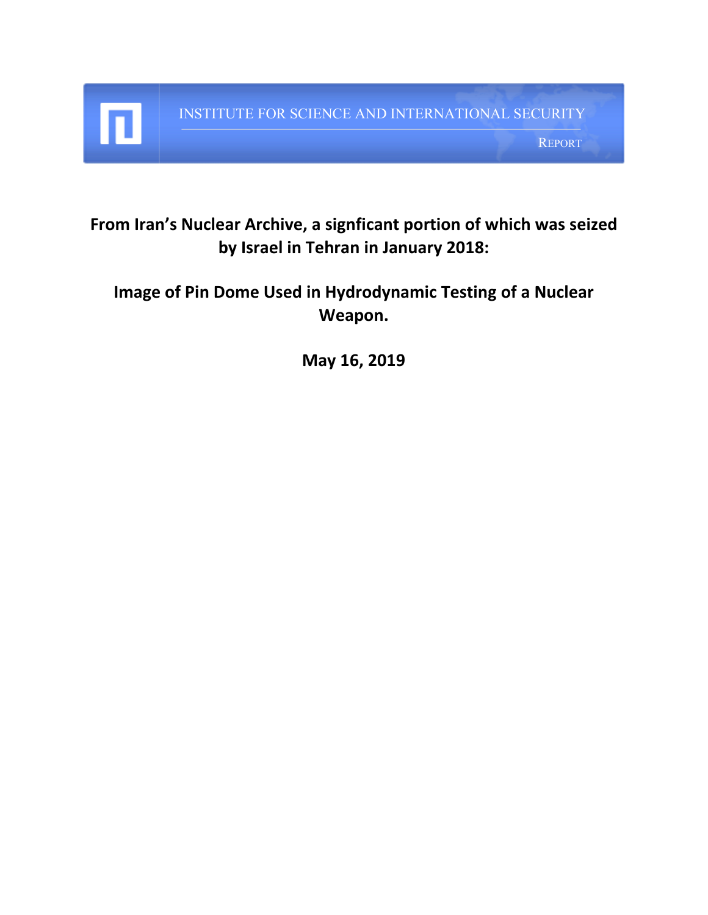INSTITUTE FOR SCIENCE AND INTERNATIONAL SECURITY

REPORT

# From Iran's Nuclear Archive, a signficant portion of which was seized by Israel in Tehran in January 2018:

# Image of Pin Dome Used in Hydrodynamic Testing of a Nuclear Weapon.

**May 16, 2019**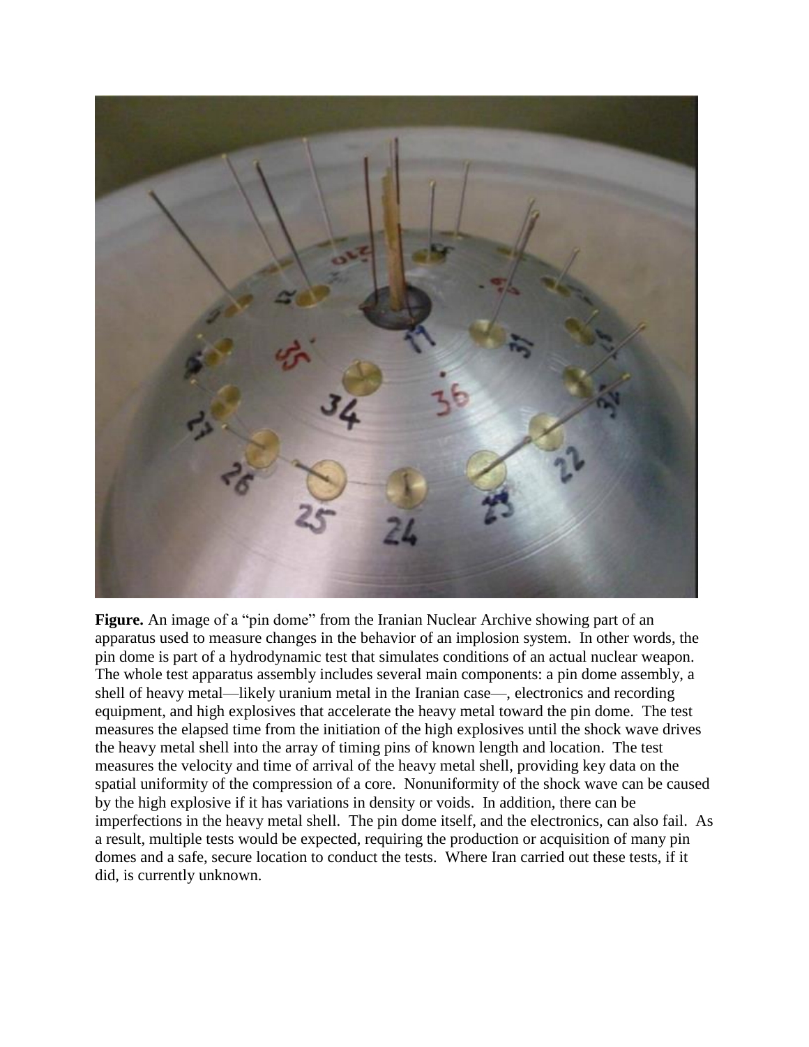**Figure.** An image of a "pin dome" from the Iranian Nuclear Archive showing part of an apparatus used to measure changes in the behavior of an implosion system. In other words, the pin dome is part of a hydrodynamic test that simulates conditions of an actual nuclear weapon. The whole test apparatus assembly includes several main components: a pin dome assembly, a shell of heavy metal—likely uranium metal in the Iranian case—, electronics and recording equipment, and high explosives that accelerate the heavy metal toward the pin dome. The test measures the elapsed time from the initiation of the high explosives until the shock wave drives the heavy metal shell into the array of timing pins of known length and location. The test measures the velocity and time of arrival of the heavy metal shell, providing key data on the spatial uniformity of the compression of a core. Nonuniformity of the shock wave can be caused by the high explosive if it has variations in density or voids. In addition, there can be imperfections in the heavy metal shell. The pin dome itself, and the electronics, can also fail. As a result, multiple tests would be expected, requiring the production or acquisition of many pin domes and a safe, secure location to conduct the tests. Where Iran carried out these tests, if it did, is currently unknown.